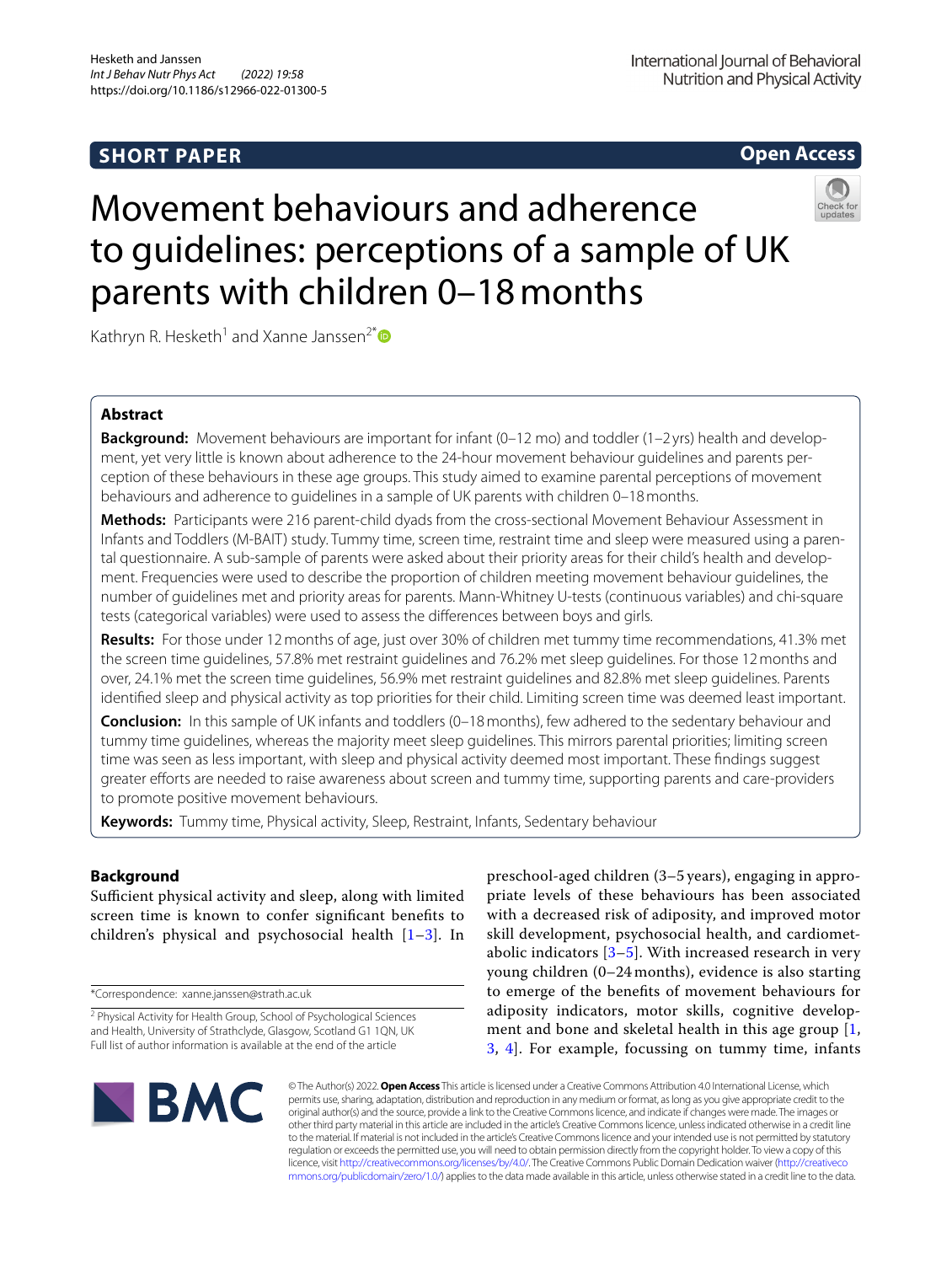SHORT PAPER

Open Access

# Movement behaviours and adherence to guidelines: perceptions of a sample of UK parents with children 0–18 months

Kathryn R. Hesketh[1] and Xanne Janssen[2*]

## Abstract

**Background:** Movement behaviours are important for infant (0–12 mo) and toddler (1–2 yrs) health and development, yet very little is known about adherence to the 24-hour movement behaviour guidelines and parents perception of these behaviours in these age groups. This study aimed to examine parental perceptions of movement behaviours and adherence to guidelines in a sample of UK parents with children 0–18 months.

**Methods:** Participants were 216 parent-child dyads from the cross-sectional Movement Behaviour Assessment in Infants and Toddlers (M-BAIT) study. Tummy time, screen time, restraint time and sleep were measured using a parental questionnaire. A sub-sample of parents were asked about their priority areas for their child's health and development. Frequencies were used to describe the proportion of children meeting movement behaviour guidelines, the number of guidelines met and priority areas for parents. Mann-Whitney U-tests (continuous variables) and chi-square tests (categorical variables) were used to assess the differences between boys and girls.

**Results:** For those under 12 months of age, just over 30% of children met tummy time recommendations, 41.3% met the screen time guidelines, 57.8% met restraint guidelines and 76.2% met sleep guidelines. For those 12 months and over, 24.1% met the screen time guidelines, 56.9% met restraint guidelines and 82.8% met sleep guidelines. Parents identified sleep and physical activity as top priorities for their child. Limiting screen time was deemed least important.

**Conclusion:** In this sample of UK infants and toddlers (0–18 months), few adhered to the sedentary behaviour and tummy time guidelines, whereas the majority meet sleep guidelines. This mirrors parental priorities; limiting screen time was seen as less important, with sleep and physical activity deemed most important. These findings suggest greater efforts are needed to raise awareness about screen and tummy time, supporting parents and care-providers to promote positive movement behaviours.

**Keywords:** Tummy time, Physical activity, Sleep, Restraint, Infants, Sedentary behaviour

## Background

Sufficient physical activity and sleep, along with limited screen time is known to confer significant benefits to children's physical and psychosocial health [1–3]. In preschool-aged children (3–5 years), engaging in appropriate levels of these behaviours has been associated with a decreased risk of adiposity, and improved motor skill development, psychosocial health, and cardiometabolic indicators [3–5]. With increased research in very young children (0–24 months), evidence is also starting to emerge of the benefits of movement behaviours for adiposity indicators, motor skills, cognitive development and bone and skeletal health in this age group [1, 3, 4]. For example, focussing on tummy time, infants

*Correspondence: xanne.janssen@strath.ac.uk

[2] Physical Activity for Health Group, School of Psychological Sciences and Health, University of Strathclyde, Glasgow, Scotland G1 1QN, UK
Full list of author information is available at the end of the article

© The Author(s) 2022. **Open Access** This article is licensed under a Creative Commons Attribution 4.0 International License, which permits use, sharing, adaptation, distribution and reproduction in any medium or format, as long as you give appropriate credit to the original author(s) and the source, provide a link to the Creative Commons licence, and indicate if changes were made. The images or other third party material in this article are included in the article's Creative Commons licence, unless indicated otherwise in a credit line to the material. If material is not included in the article's Creative Commons licence and your intended use is not permitted by statutory regulation or exceeds the permitted use, you will need to obtain permission directly from the copyright holder. To view a copy of this licence, visit http://creativecommons.org/licenses/by/4.0/. The Creative Commons Public Domain Dedication waiver (http://creativecommons.org/publicdomain/zero/1.0/) applies to the data made available in this article, unless otherwise stated in a credit line to the data.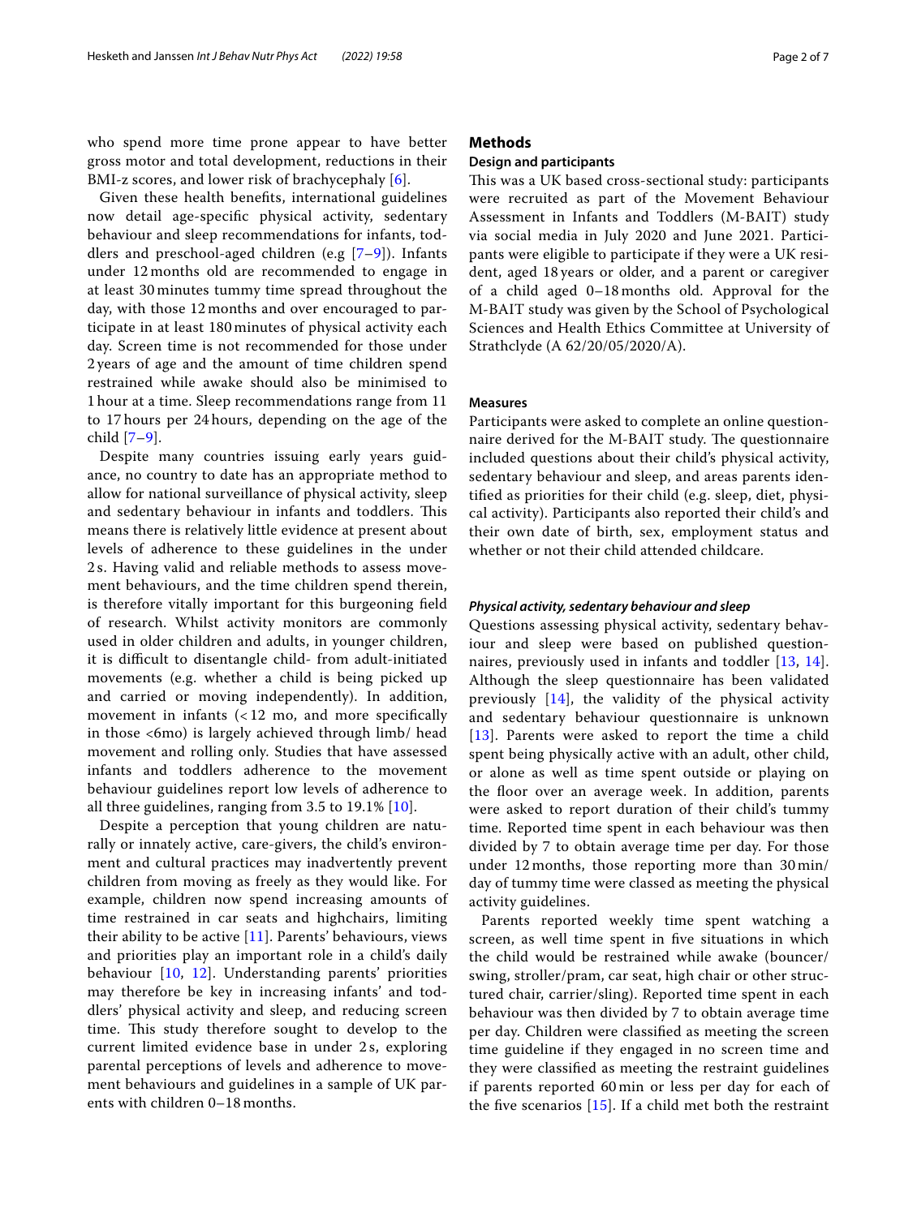who spend more time prone appear to have better gross motor and total development, reductions in their BMI-z scores, and lower risk of brachycephaly [6].

Given these health benefits, international guidelines now detail age-specific physical activity, sedentary behaviour and sleep recommendations for infants, toddlers and preschool-aged children (e.g [7–9]). Infants under 12 months old are recommended to engage in at least 30 minutes tummy time spread throughout the day, with those 12 months and over encouraged to participate in at least 180 minutes of physical activity each day. Screen time is not recommended for those under 2 years of age and the amount of time children spend restrained while awake should also be minimised to 1 hour at a time. Sleep recommendations range from 11 to 17 hours per 24 hours, depending on the age of the child [7–9].

Despite many countries issuing early years guidance, no country to date has an appropriate method to allow for national surveillance of physical activity, sleep and sedentary behaviour in infants and toddlers. This means there is relatively little evidence at present about levels of adherence to these guidelines in the under 2 s. Having valid and reliable methods to assess movement behaviours, and the time children spend therein, is therefore vitally important for this burgeoning field of research. Whilst activity monitors are commonly used in older children and adults, in younger children, it is difficult to disentangle child- from adult-initiated movements (e.g. whether a child is being picked up and carried or moving independently). In addition, movement in infants (< 12 mo, and more specifically in those <6mo) is largely achieved through limb/ head movement and rolling only. Studies that have assessed infants and toddlers adherence to the movement behaviour guidelines report low levels of adherence to all three guidelines, ranging from 3.5 to 19.1% [10].

Despite a perception that young children are naturally or innately active, care-givers, the child's environment and cultural practices may inadvertently prevent children from moving as freely as they would like. For example, children now spend increasing amounts of time restrained in car seats and highchairs, limiting their ability to be active [11]. Parents' behaviours, views and priorities play an important role in a child's daily behaviour [10, 12]. Understanding parents' priorities may therefore be key in increasing infants' and toddlers' physical activity and sleep, and reducing screen time. This study therefore sought to develop to the current limited evidence base in under 2 s, exploring parental perceptions of levels and adherence to movement behaviours and guidelines in a sample of UK parents with children 0–18 months.

## Methods

### Design and participants

This was a UK based cross-sectional study: participants were recruited as part of the Movement Behaviour Assessment in Infants and Toddlers (M-BAIT) study via social media in July 2020 and June 2021. Participants were eligible to participate if they were a UK resident, aged 18 years or older, and a parent or caregiver of a child aged 0–18 months old. Approval for the M-BAIT study was given by the School of Psychological Sciences and Health Ethics Committee at University of Strathclyde (A 62/20/05/2020/A).

### Measures

Participants were asked to complete an online questionnaire derived for the M-BAIT study. The questionnaire included questions about their child's physical activity, sedentary behaviour and sleep, and areas parents identified as priorities for their child (e.g. sleep, diet, physical activity). Participants also reported their child's and their own date of birth, sex, employment status and whether or not their child attended childcare.

#### *Physical activity, sedentary behaviour and sleep*

Questions assessing physical activity, sedentary behaviour and sleep were based on published questionnaires, previously used in infants and toddler [13, 14]. Although the sleep questionnaire has been validated previously [14], the validity of the physical activity and sedentary behaviour questionnaire is unknown [13]. Parents were asked to report the time a child spent being physically active with an adult, other child, or alone as well as time spent outside or playing on the floor over an average week. In addition, parents were asked to report duration of their child's tummy time. Reported time spent in each behaviour was then divided by 7 to obtain average time per day. For those under 12 months, those reporting more than 30 min/day of tummy time were classed as meeting the physical activity guidelines.

Parents reported weekly time spent watching a screen, as well time spent in five situations in which the child would be restrained while awake (bouncer/swing, stroller/pram, car seat, high chair or other structured chair, carrier/sling). Reported time spent in each behaviour was then divided by 7 to obtain average time per day. Children were classified as meeting the screen time guideline if they engaged in no screen time and they were classified as meeting the restraint guidelines if parents reported 60 min or less per day for each of the five scenarios [15]. If a child met both the restraint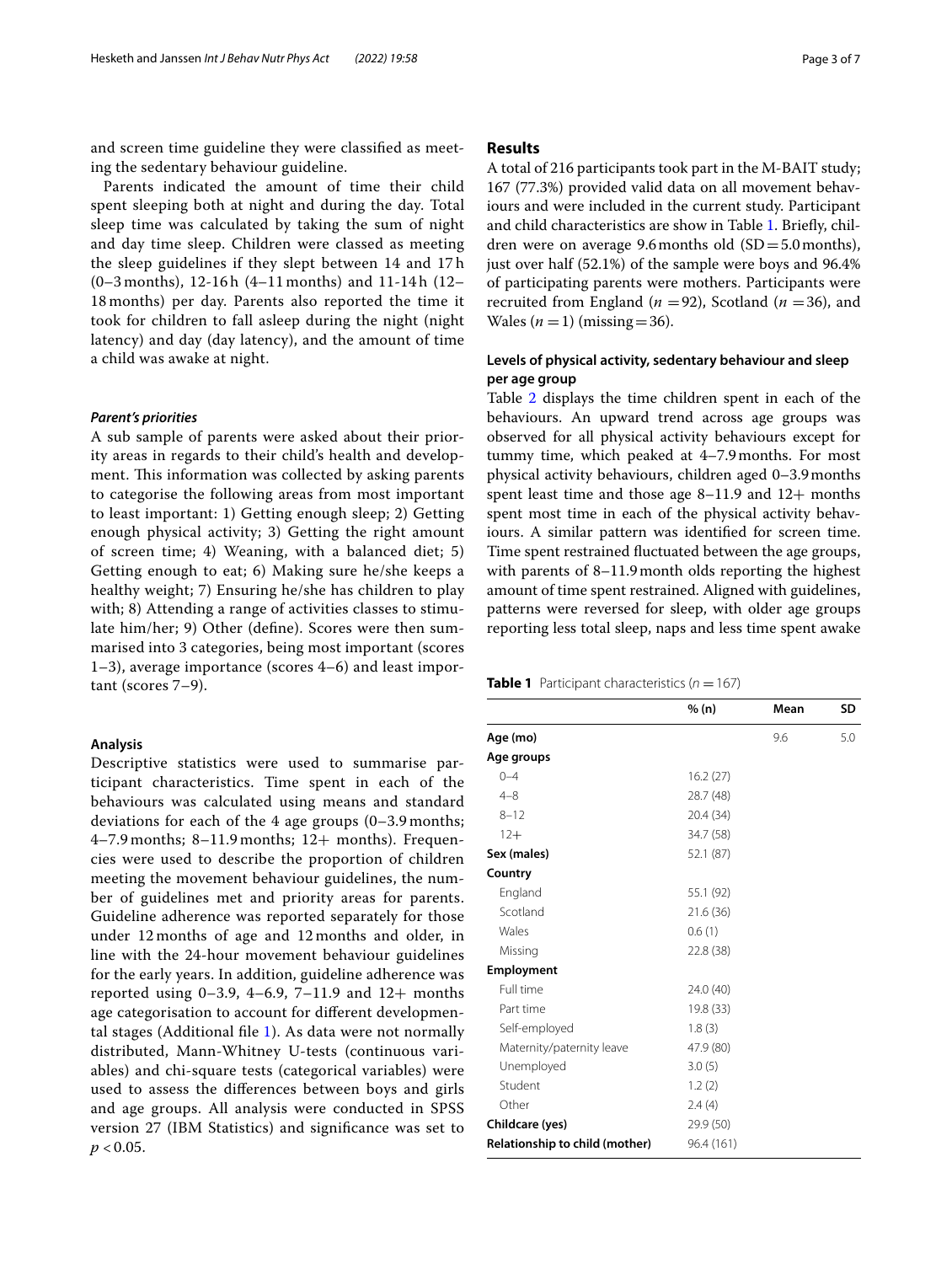and screen time guideline they were classified as meeting the sedentary behaviour guideline.

Parents indicated the amount of time their child spent sleeping both at night and during the day. Total sleep time was calculated by taking the sum of night and day time sleep. Children were classed as meeting the sleep guidelines if they slept between 14 and 17 h (0–3 months), 12-16 h (4–11 months) and 11-14 h (12–18 months) per day. Parents also reported the time it took for children to fall asleep during the night (night latency) and day (day latency), and the amount of time a child was awake at night.

#### *Parent's priorities*

A sub sample of parents were asked about their priority areas in regards to their child's health and development. This information was collected by asking parents to categorise the following areas from most important to least important: 1) Getting enough sleep; 2) Getting enough physical activity; 3) Getting the right amount of screen time; 4) Weaning, with a balanced diet; 5) Getting enough to eat; 6) Making sure he/she keeps a healthy weight; 7) Ensuring he/she has children to play with; 8) Attending a range of activities classes to stimulate him/her; 9) Other (define). Scores were then summarised into 3 categories, being most important (scores 1–3), average importance (scores 4–6) and least important (scores 7–9).

### Analysis

Descriptive statistics were used to summarise participant characteristics. Time spent in each of the behaviours was calculated using means and standard deviations for each of the 4 age groups (0–3.9 months; 4–7.9 months; 8–11.9 months; 12+ months). Frequencies were used to describe the proportion of children meeting the movement behaviour guidelines, the number of guidelines met and priority areas for parents. Guideline adherence was reported separately for those under 12 months of age and 12 months and older, in line with the 24-hour movement behaviour guidelines for the early years. In addition, guideline adherence was reported using 0–3.9, 4–6.9, 7–11.9 and 12+ months age categorisation to account for different developmental stages (Additional file 1). As data were not normally distributed, Mann-Whitney U-tests (continuous variables) and chi-square tests (categorical variables) were used to assess the differences between boys and girls and age groups. All analysis were conducted in SPSS version 27 (IBM Statistics) and significance was set to $p < 0.05$.

## Results

A total of 216 participants took part in the M-BAIT study; 167 (77.3%) provided valid data on all movement behaviours and were included in the current study. Participant and child characteristics are show in Table 1. Briefly, children were on average 9.6 months old (SD = 5.0 months), just over half (52.1%) of the sample were boys and 96.4% of participating parents were mothers. Participants were recruited from England ($n = 92$), Scotland ($n = 36$), and Wales ($n = 1$) (missing = 36).

### Levels of physical activity, sedentary behaviour and sleep per age group

Table 2 displays the time children spent in each of the behaviours. An upward trend across age groups was observed for all physical activity behaviours except for tummy time, which peaked at 4–7.9 months. For most physical activity behaviours, children aged 0–3.9 months spent least time and those age 8–11.9 and 12+ months spent most time in each of the physical activity behaviours. A similar pattern was identified for screen time. Time spent restrained fluctuated between the age groups, with parents of 8–11.9 month olds reporting the highest amount of time spent restrained. Aligned with guidelines, patterns were reversed for sleep, with older age groups reporting less total sleep, naps and less time spent awake

**Table 1** Participant characteristics ($n = 167$)

| | % (n) | Mean | SD |
|---|---|---|---|
| **Age (mo)** | | 9.6 | 5.0 |
| **Age groups** | | | |
| 0–4 | 16.2 (27) | | |
| 4–8 | 28.7 (48) | | |
| 8–12 | 20.4 (34) | | |
| 12+ | 34.7 (58) | | |
| **Sex (males)** | 52.1 (87) | | |
| **Country** | | | |
| England | 55.1 (92) | | |
| Scotland | 21.6 (36) | | |
| Wales | 0.6 (1) | | |
| Missing | 22.8 (38) | | |
| **Employment** | | | |
| Full time | 24.0 (40) | | |
| Part time | 19.8 (33) | | |
| Self-employed | 1.8 (3) | | |
| Maternity/paternity leave | 47.9 (80) | | |
| Unemployed | 3.0 (5) | | |
| Student | 1.2 (2) | | |
| Other | 2.4 (4) | | |
| **Childcare (yes)** | 29.9 (50) | | |
| **Relationship to child (mother)** | 96.4 (161) | | |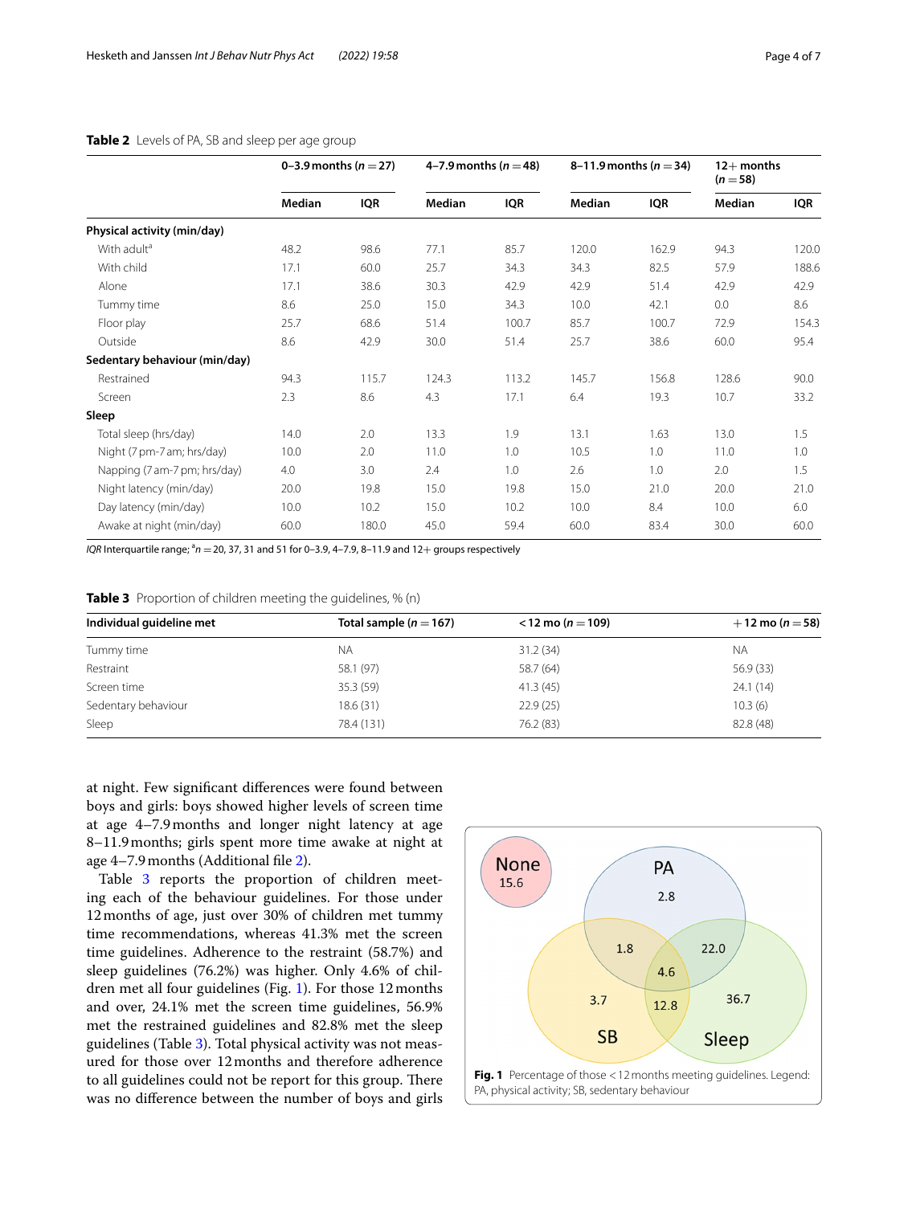**Table 2** Levels of PA, SB and sleep per age group

| | 0–3.9 months (*n* = 27) | | 4–7.9 months (*n* = 48) | | 8–11.9 months (*n* = 34) | | 12+ months (*n* = 58) | |
|---|---|---|---|---|---|---|---|---|
| | Median | IQR | Median | IQR | Median | IQR | Median | IQR |
| **Physical activity (min/day)** | | | | | | | | |
| With adult[a] | 48.2 | 98.6 | 77.1 | 85.7 | 120.0 | 162.9 | 94.3 | 120.0 |
| With child | 17.1 | 60.0 | 25.7 | 34.3 | 34.3 | 82.5 | 57.9 | 188.6 |
| Alone | 17.1 | 38.6 | 30.3 | 42.9 | 42.9 | 51.4 | 42.9 | 42.9 |
| Tummy time | 8.6 | 25.0 | 15.0 | 34.3 | 10.0 | 42.1 | 0.0 | 8.6 |
| Floor play | 25.7 | 68.6 | 51.4 | 100.7 | 85.7 | 100.7 | 72.9 | 154.3 |
| Outside | 8.6 | 42.9 | 30.0 | 51.4 | 25.7 | 38.6 | 60.0 | 95.4 |
| **Sedentary behaviour (min/day)** | | | | | | | | |
| Restrained | 94.3 | 115.7 | 124.3 | 113.2 | 145.7 | 156.8 | 128.6 | 90.0 |
| Screen | 2.3 | 8.6 | 4.3 | 17.1 | 6.4 | 19.3 | 10.7 | 33.2 |
| **Sleep** | | | | | | | | |
| Total sleep (hrs/day) | 14.0 | 2.0 | 13.3 | 1.9 | 13.1 | 1.63 | 13.0 | 1.5 |
| Night (7 pm-7 am; hrs/day) | 10.0 | 2.0 | 11.0 | 1.0 | 10.5 | 1.0 | 11.0 | 1.0 |
| Napping (7 am-7 pm; hrs/day) | 4.0 | 3.0 | 2.4 | 1.0 | 2.6 | 1.0 | 2.0 | 1.5 |
| Night latency (min/day) | 20.0 | 19.8 | 15.0 | 19.8 | 15.0 | 21.0 | 20.0 | 21.0 |
| Day latency (min/day) | 10.0 | 10.2 | 15.0 | 10.2 | 10.0 | 8.4 | 10.0 | 6.0 |
| Awake at night (min/day) | 60.0 | 180.0 | 45.0 | 59.4 | 60.0 | 83.4 | 30.0 | 60.0 |

*IQR* Interquartile range; [a]*n* = 20, 37, 31 and 51 for 0–3.9, 4–7.9, 8–11.9 and 12+ groups respectively

**Table 3** Proportion of children meeting the guidelines, % (n)

| Individual guideline met | Total sample (*n* = 167) | < 12 mo (*n* = 109) | +12 mo (*n* = 58) |
|---|---|---|---|
| Tummy time | NA | 31.2 (34) | NA |
| Restraint | 58.1 (97) | 58.7 (64) | 56.9 (33) |
| Screen time | 35.3 (59) | 41.3 (45) | 24.1 (14) |
| Sedentary behaviour | 18.6 (31) | 22.9 (25) | 10.3 (6) |
| Sleep | 78.4 (131) | 76.2 (83) | 82.8 (48) |

at night. Few significant differences were found between boys and girls: boys showed higher levels of screen time at age 4–7.9 months and longer night latency at age 8–11.9 months; girls spent more time awake at night at age 4–7.9 months (Additional file 2).

Table 3 reports the proportion of children meeting each of the behaviour guidelines. For those under 12 months of age, just over 30% of children met tummy time recommendations, whereas 41.3% met the screen time guidelines. Adherence to the restraint (58.7%) and sleep guidelines (76.2%) was higher. Only 4.6% of children met all four guidelines (Fig. 1). For those 12 months and over, 24.1% met the screen time guidelines, 56.9% met the restrained guidelines and 82.8% met the sleep guidelines (Table 3). Total physical activity was not measured for those over 12 months and therefore adherence to all guidelines could not be report for this group. There was no difference between the number of boys and girls

**Fig. 1** Percentage of those < 12 months meeting guidelines. Legend: PA, physical activity; SB, sedentary behaviour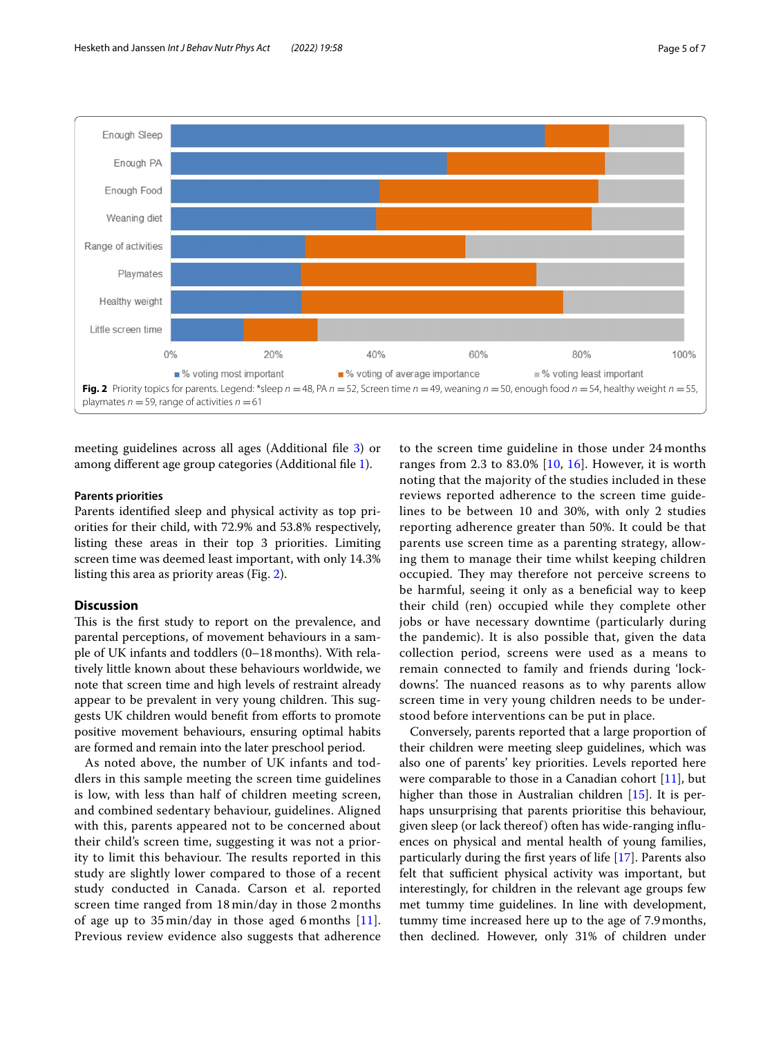Fig. 2 Priority topics for parents. Legend: *sleep $n = 48$, PA $n = 52$, Screen time $n = 49$, weaning $n = 50$, enough food $n = 54$, healthy weight $n = 55$, playmates $n = 59$, range of activities $n = 61$

meeting guidelines across all ages (Additional file 3) or among different age group categories (Additional file 1).

#### Parents priorities

Parents identified sleep and physical activity as top priorities for their child, with 72.9% and 53.8% respectively, listing these areas in their top 3 priorities. Limiting screen time was deemed least important, with only 14.3% listing this area as priority areas (Fig. 2).

## Discussion

This is the first study to report on the prevalence, and parental perceptions, of movement behaviours in a sample of UK infants and toddlers (0–18 months). With relatively little known about these behaviours worldwide, we note that screen time and high levels of restraint already appear to be prevalent in very young children. This suggests UK children would benefit from efforts to promote positive movement behaviours, ensuring optimal habits are formed and remain into the later preschool period.

As noted above, the number of UK infants and toddlers in this sample meeting the screen time guidelines is low, with less than half of children meeting screen, and combined sedentary behaviour, guidelines. Aligned with this, parents appeared not to be concerned about their child's screen time, suggesting it was not a priority to limit this behaviour. The results reported in this study are slightly lower compared to those of a recent study conducted in Canada. Carson et al. reported screen time ranged from 18 min/day in those 2 months of age up to 35 min/day in those aged 6 months [11]. Previous review evidence also suggests that adherence to the screen time guideline in those under 24 months ranges from 2.3 to 83.0% [10, 16]. However, it is worth noting that the majority of the studies included in these reviews reported adherence to the screen time guidelines to be between 10 and 30%, with only 2 studies reporting adherence greater than 50%. It could be that parents use screen time as a parenting strategy, allowing them to manage their time whilst keeping children occupied. They may therefore not perceive screens to be harmful, seeing it only as a beneficial way to keep their child (ren) occupied while they complete other jobs or have necessary downtime (particularly during the pandemic). It is also possible that, given the data collection period, screens were used as a means to remain connected to family and friends during 'lockdowns'. The nuanced reasons as to why parents allow screen time in very young children needs to be understood before interventions can be put in place.

Conversely, parents reported that a large proportion of their children were meeting sleep guidelines, which was also one of parents' key priorities. Levels reported here were comparable to those in a Canadian cohort [11], but higher than those in Australian children [15]. It is perhaps unsurprising that parents prioritise this behaviour, given sleep (or lack thereof) often has wide-ranging influences on physical and mental health of young families, particularly during the first years of life [17]. Parents also felt that sufficient physical activity was important, but interestingly, for children in the relevant age groups few met tummy time guidelines. In line with development, tummy time increased here up to the age of 7.9 months, then declined. However, only 31% of children under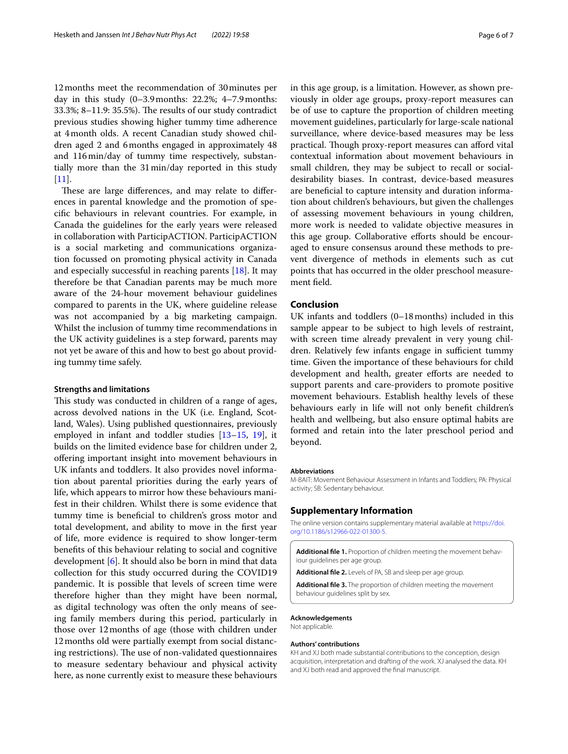12 months meet the recommendation of 30 minutes per day in this study (0–3.9 months: 22.2%; 4–7.9 months: 33.3%; 8–11.9: 35.5%). The results of our study contradict previous studies showing higher tummy time adherence at 4 month olds. A recent Canadian study showed children aged 2 and 6 months engaged in approximately 48 and 116 min/day of tummy time respectively, substantially more than the 31 min/day reported in this study [11].

These are large differences, and may relate to differences in parental knowledge and the promotion of specific behaviours in relevant countries. For example, in Canada the guidelines for the early years were released in collaboration with ParticipACTION. ParticipACTION is a social marketing and communications organization focussed on promoting physical activity in Canada and especially successful in reaching parents [18]. It may therefore be that Canadian parents may be much more aware of the 24-hour movement behaviour guidelines compared to parents in the UK, where guideline release was not accompanied by a big marketing campaign. Whilst the inclusion of tummy time recommendations in the UK activity guidelines is a step forward, parents may not yet be aware of this and how to best go about providing tummy time safely.

### Strengths and limitations

This study was conducted in children of a range of ages, across devolved nations in the UK (i.e. England, Scotland, Wales). Using published questionnaires, previously employed in infant and toddler studies [13–15, 19], it builds on the limited evidence base for children under 2, offering important insight into movement behaviours in UK infants and toddlers. It also provides novel information about parental priorities during the early years of life, which appears to mirror how these behaviours manifest in their children. Whilst there is some evidence that tummy time is beneficial to children's gross motor and total development, and ability to move in the first year of life, more evidence is required to show longer-term benefits of this behaviour relating to social and cognitive development [6]. It should also be born in mind that data collection for this study occurred during the COVID19 pandemic. It is possible that levels of screen time were therefore higher than they might have been normal, as digital technology was often the only means of seeing family members during this period, particularly in those over 12 months of age (those with children under 12 months old were partially exempt from social distancing restrictions). The use of non-validated questionnaires to measure sedentary behaviour and physical activity here, as none currently exist to measure these behaviours in this age group, is a limitation. However, as shown previously in older age groups, proxy-report measures can be of use to capture the proportion of children meeting movement guidelines, particularly for large-scale national surveillance, where device-based measures may be less practical. Though proxy-report measures can afford vital contextual information about movement behaviours in small children, they may be subject to recall or social-desirability biases. In contrast, device-based measures are beneficial to capture intensity and duration information about children's behaviours, but given the challenges of assessing movement behaviours in young children, more work is needed to validate objective measures in this age group. Collaborative efforts should be encouraged to ensure consensus around these methods to prevent divergence of methods in elements such as cut points that has occurred in the older preschool measurement field.

## Conclusion

UK infants and toddlers (0–18 months) included in this sample appear to be subject to high levels of restraint, with screen time already prevalent in very young children. Relatively few infants engage in sufficient tummy time. Given the importance of these behaviours for child development and health, greater efforts are needed to support parents and care-providers to promote positive movement behaviours. Establish healthy levels of these behaviours early in life will not only benefit children's health and wellbeing, but also ensure optimal habits are formed and retain into the later preschool period and beyond.

#### Abbreviations

M-BAIT: Movement Behaviour Assessment in Infants and Toddlers; PA: Physical activity; SB: Sedentary behaviour.

## Supplementary Information

The online version contains supplementary material available at https://doi.org/10.1186/s12966-022-01300-5.

**Additional file 1.** Proportion of children meeting the movement behaviour guidelines per age group.

**Additional file 2.** Levels of PA, SB and sleep per age group.

**Additional file 3.** The proportion of children meeting the movement behaviour guidelines split by sex.

#### Acknowledgements

Not applicable.

#### Authors' contributions

KH and XJ both made substantial contributions to the conception, design acquisition, interpretation and drafting of the work. XJ analysed the data. KH and XJ both read and approved the final manuscript.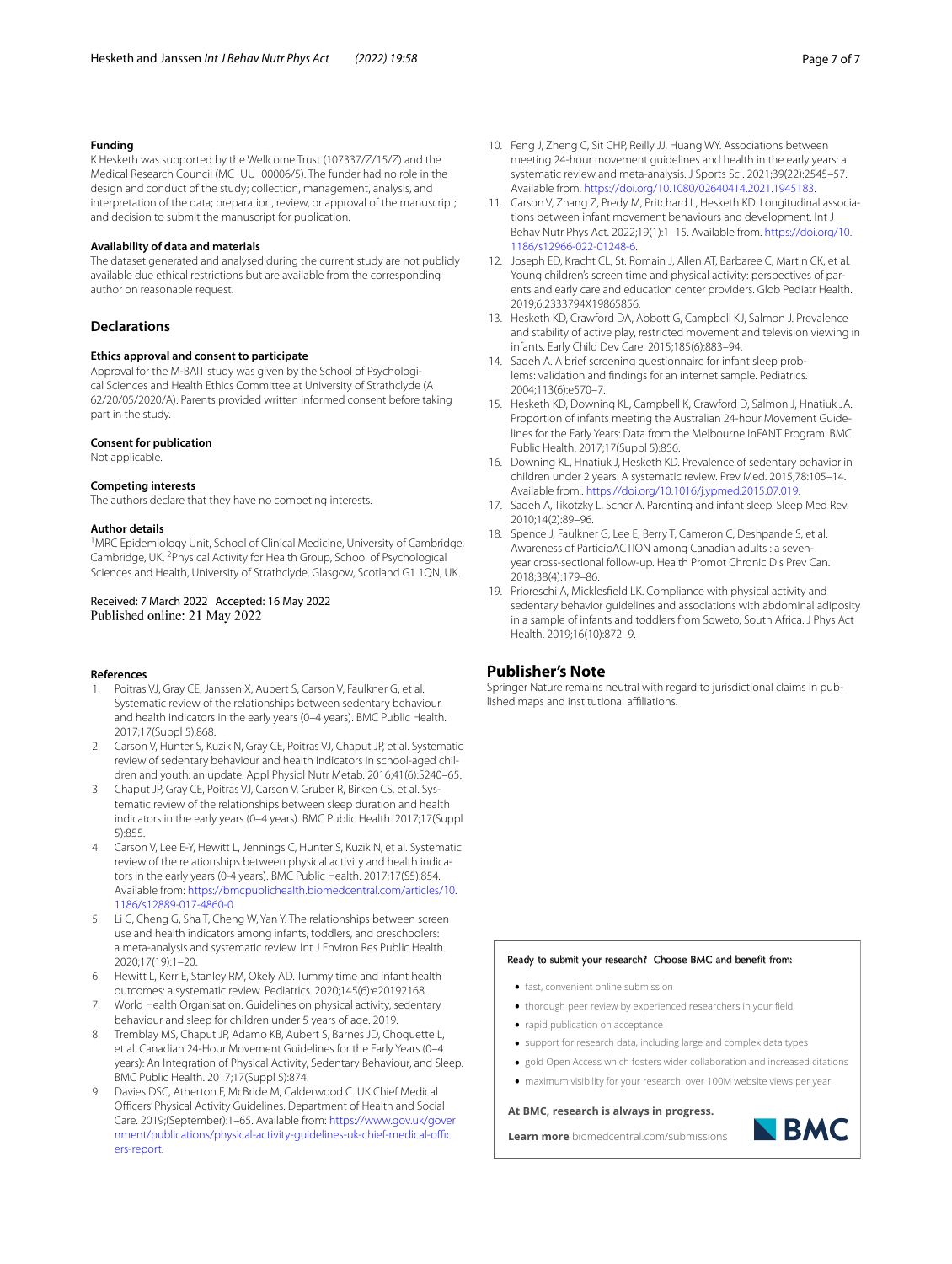### Funding

K Hesketh was supported by the Wellcome Trust (107337/Z/15/Z) and the Medical Research Council (MC_UU_00006/5). The funder had no role in the design and conduct of the study; collection, management, analysis, and interpretation of the data; preparation, review, or approval of the manuscript; and decision to submit the manuscript for publication.

### Availability of data and materials

The dataset generated and analysed during the current study are not publicly available due ethical restrictions but are available from the corresponding author on reasonable request.

## Declarations

### Ethics approval and consent to participate

Approval for the M-BAIT study was given by the School of Psychological Sciences and Health Ethics Committee at University of Strathclyde (A 62/20/05/2020/A). Parents provided written informed consent before taking part in the study.

### Consent for publication

Not applicable.

### Competing interests

The authors declare that they have no competing interests.

### Author details

[1]MRC Epidemiology Unit, School of Clinical Medicine, University of Cambridge, Cambridge, UK. [2]Physical Activity for Health Group, School of Psychological Sciences and Health, University of Strathclyde, Glasgow, Scotland G1 1QN, UK.

Received: 7 March 2022 Accepted: 16 May 2022
Published online: 21 May 2022

### References

1. Poitras VJ, Gray CE, Janssen X, Aubert S, Carson V, Faulkner G, et al. Systematic review of the relationships between sedentary behaviour and health indicators in the early years (0–4 years). BMC Public Health. 2017;17(Suppl 5):868.
2. Carson V, Hunter S, Kuzik N, Gray CE, Poitras VJ, Chaput JP, et al. Systematic review of sedentary behaviour and health indicators in school-aged children and youth: an update. Appl Physiol Nutr Metab. 2016;41(6):S240–65.
3. Chaput JP, Gray CE, Poitras VJ, Carson V, Gruber R, Birken CS, et al. Systematic review of the relationships between sleep duration and health indicators in the early years (0–4 years). BMC Public Health. 2017;17(Suppl 5):855.
4. Carson V, Lee E-Y, Hewitt L, Jennings C, Hunter S, Kuzik N, et al. Systematic review of the relationships between physical activity and health indicators in the early years (0-4 years). BMC Public Health. 2017;17(S5):854. Available from: https://bmcpublichealth.biomedcentral.com/articles/10.1186/s12889-017-4860-0.
5. Li C, Cheng G, Sha T, Cheng W, Yan Y. The relationships between screen use and health indicators among infants, toddlers, and preschoolers: a meta-analysis and systematic review. Int J Environ Res Public Health. 2020;17(19):1–20.
6. Hewitt L, Kerr E, Stanley RM, Okely AD. Tummy time and infant health outcomes: a systematic review. Pediatrics. 2020;145(6):e20192168.
7. World Health Organisation. Guidelines on physical activity, sedentary behaviour and sleep for children under 5 years of age. 2019.
8. Tremblay MS, Chaput JP, Adamo KB, Aubert S, Barnes JD, Choquette L, et al. Canadian 24-Hour Movement Guidelines for the Early Years (0–4 years): An Integration of Physical Activity, Sedentary Behaviour, and Sleep. BMC Public Health. 2017;17(Suppl 5):874.
9. Davies DSC, Atherton F, McBride M, Calderwood C. UK Chief Medical Officers' Physical Activity Guidelines. Department of Health and Social Care. 2019;(September):1–65. Available from: https://www.gov.uk/government/publications/physical-activity-guidelines-uk-chief-medical-officers-report.
10. Feng J, Zheng C, Sit CHP, Reilly JJ, Huang WY. Associations between meeting 24-hour movement guidelines and health in the early years: a systematic review and meta-analysis. J Sports Sci. 2021;39(22):2545–57. Available from. https://doi.org/10.1080/02640414.2021.1945183.
11. Carson V, Zhang Z, Predy M, Pritchard L, Hesketh KD. Longitudinal associations between infant movement behaviours and development. Int J Behav Nutr Phys Act. 2022;19(1):1–15. Available from. https://doi.org/10.1186/s12966-022-01248-6.
12. Joseph ED, Kracht CL, St. Romain J, Allen AT, Barbaree C, Martin CK, et al. Young children's screen time and physical activity: perspectives of parents and early care and education center providers. Glob Pediatr Health. 2019;6:2333794X19865856.
13. Hesketh KD, Crawford DA, Abbott G, Campbell KJ, Salmon J. Prevalence and stability of active play, restricted movement and television viewing in infants. Early Child Dev Care. 2015;185(6):883–94.
14. Sadeh A. A brief screening questionnaire for infant sleep problems: validation and findings for an internet sample. Pediatrics. 2004;113(6):e570–7.
15. Hesketh KD, Downing KL, Campbell K, Crawford D, Salmon J, Hnatiuk JA. Proportion of infants meeting the Australian 24-hour Movement Guidelines for the Early Years: Data from the Melbourne InFANT Program. BMC Public Health. 2017;17(Suppl 5):856.
16. Downing KL, Hnatiuk J, Hesketh KD. Prevalence of sedentary behavior in children under 2 years: A systematic review. Prev Med. 2015;78:105–14. Available from:. https://doi.org/10.1016/j.ypmed.2015.07.019.
17. Sadeh A, Tikotzky L, Scher A. Parenting and infant sleep. Sleep Med Rev. 2010;14(2):89–96.
18. Spence J, Faulkner G, Lee E, Berry T, Cameron C, Deshpande S, et al. Awareness of ParticipACTION among Canadian adults : a seven-year cross-sectional follow-up. Health Promot Chronic Dis Prev Can. 2018;38(4):179–86.
19. Prioreschi A, Micklesfield LK. Compliance with physical activity and sedentary behavior guidelines and associations with abdominal adiposity in a sample of infants and toddlers from Soweto, South Africa. J Phys Act Health. 2019;16(10):872–9.

## Publisher's Note

Springer Nature remains neutral with regard to jurisdictional claims in published maps and institutional affiliations.

Ready to submit your research? Choose BMC and benefit from:

- fast, convenient online submission
- thorough peer review by experienced researchers in your field
- rapid publication on acceptance
- support for research data, including large and complex data types
- gold Open Access which fosters wider collaboration and increased citations
- maximum visibility for your research: over 100M website views per year

**At BMC, research is always in progress.**

**Learn more** biomedcentral.com/submissions

BMC